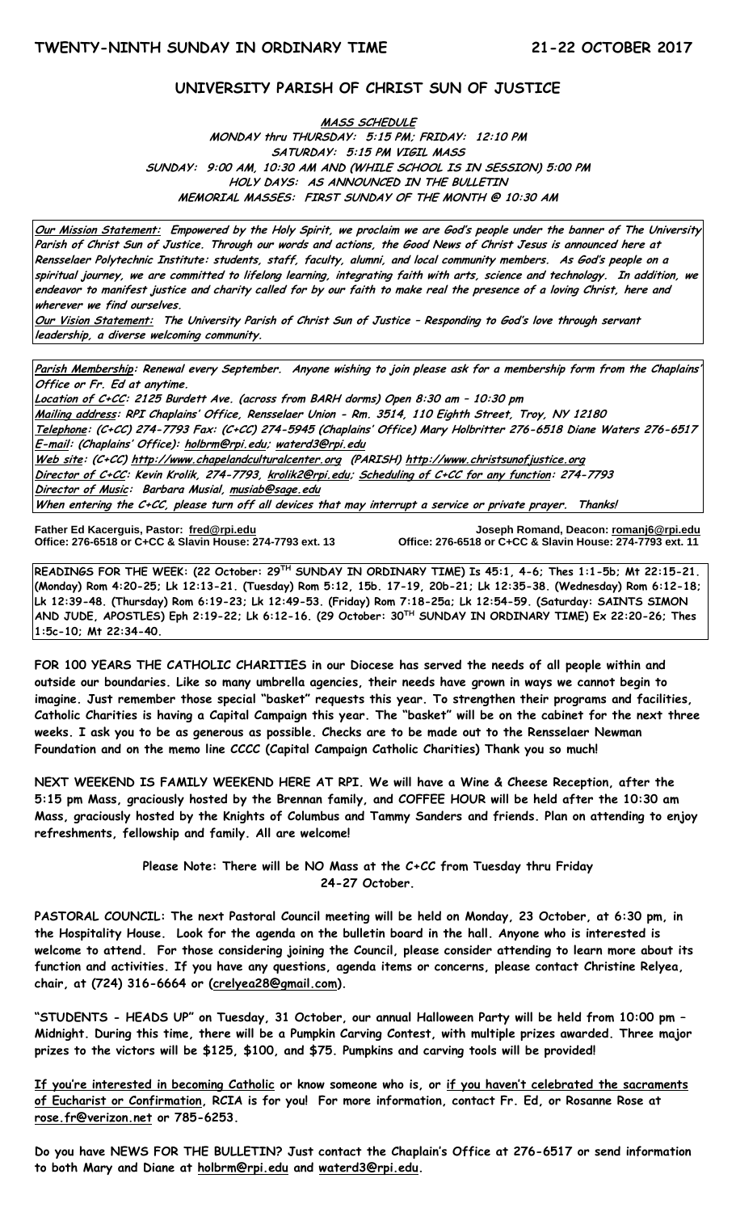**TWENTY-NINTH SUNDAY IN ORDINARY TIME** **21-22 OCTOBER 2017**

## UNIVERSITY PARISH OF CHRIST SUN OF JUSTICE

**MASS SCHEDULE**
**MONDAY thru THURSDAY: 5:15 PM; FRIDAY: 12:10 PM**
**SATURDAY: 5:15 PM VIGIL MASS**
**SUNDAY: 9:00 AM, 10:30 AM AND (WHILE SCHOOL IS IN SESSION) 5:00 PM**
**HOLY DAYS: AS ANNOUNCED IN THE BULLETIN**
**MEMORIAL MASSES: FIRST SUNDAY OF THE MONTH @ 10:30 AM**

**Our Mission Statement:** *Empowered by the Holy Spirit, we proclaim we are God's people under the banner of The University Parish of Christ Sun of Justice. Through our words and actions, the Good News of Christ Jesus is announced here at Rensselaer Polytechnic Institute: students, staff, faculty, alumni, and local community members. As God's people on a spiritual journey, we are committed to lifelong learning, integrating faith with arts, science and technology. In addition, we endeavor to manifest justice and charity called for by our faith to make real the presence of a loving Christ, here and wherever we find ourselves.*

**Our Vision Statement:** *The University Parish of Christ Sun of Justice – Responding to God's love through servant leadership, a diverse welcoming community.*

**Parish Membership:** *Renewal every September. Anyone wishing to join please ask for a membership form from the Chaplains' Office or Fr. Ed at anytime.*

**Location of C+CC:** *2125 Burdett Ave. (across from BARH dorms) Open 8:30 am – 10:30 pm*

**Mailing address:** *RPI Chaplains' Office, Rensselaer Union - Rm. 3514, 110 Eighth Street, Troy, NY 12180*

**Telephone:** *(C+CC) 274-7793 Fax: (C+CC) 274-5945 (Chaplains' Office) Mary Holbritter 276-6518 Diane Waters 276-6517*

**E-mail:** *(Chaplains' Office): holbrm@rpi.edu; waterd3@rpi.edu*

**Web site:** *(C+CC) http://www.chapelandculturalcenter.org (PARISH) http://www.christsunofjustice.org*

**Director of C+CC:** *Kevin Krolik, 274-7793, krolik2@rpi.edu;* **Scheduling of C+CC for any function:** *274-7793*

**Director of Music:** *Barbara Musial, musiab@sage.edu*

*When entering the C+CC, please turn off all devices that may interrupt a service or private prayer. Thanks!*

**Father Ed Kacerguis, Pastor: fred@rpi.edu**
**Office: 276-6518 or C+CC & Slavin House: 274-7793 ext. 13**

**Joseph Romand, Deacon: romanj6@rpi.edu**
**Office: 276-6518 or C+CC & Slavin House: 274-7793 ext. 11**

**READINGS FOR THE WEEK: (22 October: 29TH SUNDAY IN ORDINARY TIME) Is 45:1, 4-6; Thes 1:1-5b; Mt 22:15-21. (Monday) Rom 4:20-25; Lk 12:13-21. (Tuesday) Rom 5:12, 15b. 17-19, 20b-21; Lk 12:35-38. (Wednesday) Rom 6:12-18; Lk 12:39-48. (Thursday) Rom 6:19-23; Lk 12:49-53. (Friday) Rom 7:18-25a; Lk 12:54-59. (Saturday: SAINTS SIMON AND JUDE, APOSTLES) Eph 2:19-22; Lk 6:12-16. (29 October: 30TH SUNDAY IN ORDINARY TIME) Ex 22:20-26; Thes 1:5c-10; Mt 22:34-40.**

**FOR 100 YEARS THE CATHOLIC CHARITIES in our Diocese has served the needs of all people within and outside our boundaries. Like so many umbrella agencies, their needs have grown in ways we cannot begin to imagine. Just remember those special "basket" requests this year. To strengthen their programs and facilities, Catholic Charities is having a Capital Campaign this year. The "basket" will be on the cabinet for the next three weeks. I ask you to be as generous as possible. Checks are to be made out to the Rensselaer Newman Foundation and on the memo line CCCC (Capital Campaign Catholic Charities) Thank you so much!**

**NEXT WEEKEND IS FAMILY WEEKEND HERE AT RPI. We will have a Wine & Cheese Reception, after the 5:15 pm Mass, graciously hosted by the Brennan family, and COFFEE HOUR will be held after the 10:30 am Mass, graciously hosted by the Knights of Columbus and Tammy Sanders and friends. Plan on attending to enjoy refreshments, fellowship and family. All are welcome!**

**Please Note: There will be NO Mass at the C+CC from Tuesday thru Friday 24-27 October.**

**PASTORAL COUNCIL: The next Pastoral Council meeting will be held on Monday, 23 October, at 6:30 pm, in the Hospitality House. Look for the agenda on the bulletin board in the hall. Anyone who is interested is welcome to attend. For those considering joining the Council, please consider attending to learn more about its function and activities. If you have any questions, agenda items or concerns, please contact Christine Relyea, chair, at (724) 316-6664 or (crelyea28@gmail.com).**

**"STUDENTS - HEADS UP" on Tuesday, 31 October, our annual Halloween Party will be held from 10:00 pm – Midnight. During this time, there will be a Pumpkin Carving Contest, with multiple prizes awarded. Three major prizes to the victors will be $125, $100, and $75. Pumpkins and carving tools will be provided!**

**If you're interested in becoming Catholic or know someone who is, or if you haven't celebrated the sacraments of Eucharist or Confirmation, RCIA is for you! For more information, contact Fr. Ed, or Rosanne Rose at rose.fr@verizon.net or 785-6253.**

**Do you have NEWS FOR THE BULLETIN? Just contact the Chaplain's Office at 276-6517 or send information to both Mary and Diane at holbrm@rpi.edu and waterd3@rpi.edu.**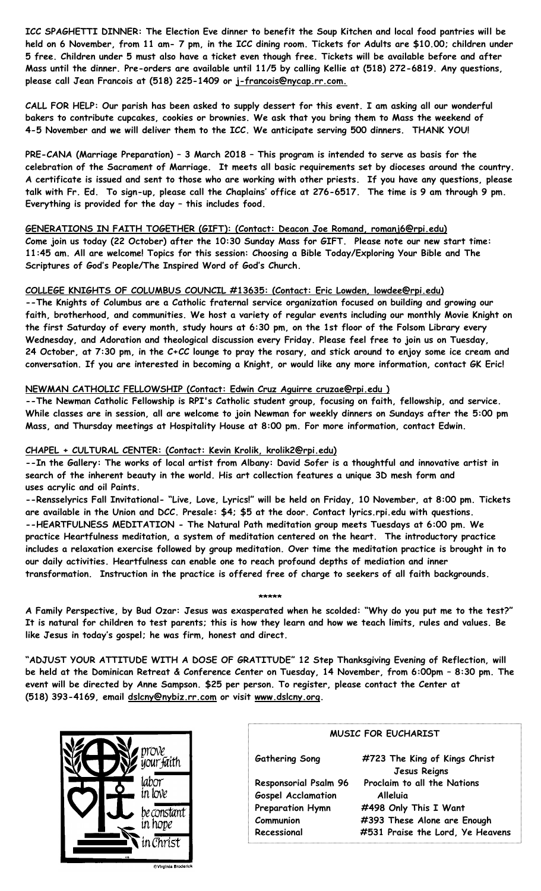**ICC SPAGHETTI DINNER: The Election Eve dinner to benefit the Soup Kitchen and local food pantries will be held on 6 November, from 11 am- 7 pm, in the ICC dining room. Tickets for Adults are $10.00; children under 5 free. Children under 5 must also have a ticket even though free. Tickets will be available before and after Mass until the dinner. Pre-orders are available until 11/5 by calling Kellie at (518) 272-6819. Any questions, please call Jean Francois at (518) 225-1409 or j-francois@nycap.rr.com.**

**CALL FOR HELP: Our parish has been asked to supply dessert for this event. I am asking all our wonderful bakers to contribute cupcakes, cookies or brownies. We ask that you bring them to Mass the weekend of 4-5 November and we will deliver them to the ICC. We anticipate serving 500 dinners. THANK YOU!**

**PRE-CANA (Marriage Preparation) – 3 March 2018 – This program is intended to serve as basis for the celebration of the Sacrament of Marriage. It meets all basic requirements set by dioceses around the country. A certificate is issued and sent to those who are working with other priests. If you have any questions, please talk with Fr. Ed. To sign-up, please call the Chaplains' office at 276-6517. The time is 9 am through 9 pm. Everything is provided for the day – this includes food.**

**GENERATIONS IN FAITH TOGETHER (GIFT): (Contact: Deacon Joe Romand, romanj6@rpi.edu)**
**Come join us today (22 October) after the 10:30 Sunday Mass for GIFT. Please note our new start time: 11:45 am. All are welcome! Topics for this session: Choosing a Bible Today/Exploring Your Bible and The Scriptures of God's People/The Inspired Word of God's Church.**

**COLLEGE KNIGHTS OF COLUMBUS COUNCIL #13635: (Contact: Eric Lowden, lowdee@rpi.edu)**
**--The Knights of Columbus are a Catholic fraternal service organization focused on building and growing our faith, brotherhood, and communities. We host a variety of regular events including our monthly Movie Knight on the first Saturday of every month, study hours at 6:30 pm, on the 1st floor of the Folsom Library every Wednesday, and Adoration and theological discussion every Friday. Please feel free to join us on Tuesday, 24 October, at 7:30 pm, in the C+CC lounge to pray the rosary, and stick around to enjoy some ice cream and conversation. If you are interested in becoming a Knight, or would like any more information, contact GK Eric!**

**NEWMAN CATHOLIC FELLOWSHIP (Contact: Edwin Cruz Aguirre cruzae@rpi.edu )**
**--The Newman Catholic Fellowship is RPI's Catholic student group, focusing on faith, fellowship, and service. While classes are in session, all are welcome to join Newman for weekly dinners on Sundays after the 5:00 pm Mass, and Thursday meetings at Hospitality House at 8:00 pm. For more information, contact Edwin.**

**CHAPEL + CULTURAL CENTER: (Contact: Kevin Krolik, krolik2@rpi.edu)**
**--In the Gallery: The works of local artist from Albany: David Sofer is a thoughtful and innovative artist in search of the inherent beauty in the world. His art collection features a unique 3D mesh form and uses acrylic and oil Paints.**
**--Rensselyrics Fall Invitational- "Live, Love, Lyrics!" will be held on Friday, 10 November, at 8:00 pm. Tickets are available in the Union and DCC. Presale: $4; $5 at the door. Contact lyrics.rpi.edu with questions.**
**--HEARTFULNESS MEDITATION - The Natural Path meditation group meets Tuesdays at 6:00 pm. We practice Heartfulness meditation, a system of meditation centered on the heart. The introductory practice includes a relaxation exercise followed by group meditation. Over time the meditation practice is brought in to our daily activities. Heartfulness can enable one to reach profound depths of mediation and inner transformation. Instruction in the practice is offered free of charge to seekers of all faith backgrounds.**

*****

**A Family Perspective, by Bud Ozar: Jesus was exasperated when he scolded: "Why do you put me to the test?" It is natural for children to test parents; this is how they learn and how we teach limits, rules and values. Be like Jesus in today's gospel; he was firm, honest and direct.**

**"ADJUST YOUR ATTITUDE WITH A DOSE OF GRATITUDE" 12 Step Thanksgiving Evening of Reflection, will be held at the Dominican Retreat & Conference Center on Tuesday, 14 November, from 6:00pm – 8:30 pm. The event will be directed by Anne Sampson. $25 per person. To register, please contact the Center at (518) 393-4169, email dslcny@nybiz.rr.com or visit www.dslcny.org.**

prove your faith
labor in love
be constant in hope
in Christ

©Virginia Broderick

**MUSIC FOR EUCHARIST**

| | |
|---|---|
| Gathering Song | #723 The King of Kings Christ Jesus Reigns |
| Responsorial Psalm 96 | Proclaim to all the Nations |
| Gospel Acclamation | Alleluia |
| Preparation Hymn | #498 Only This I Want |
| Communion | #393 These Alone are Enough |
| Recessional | #531 Praise the Lord, Ye Heavens |